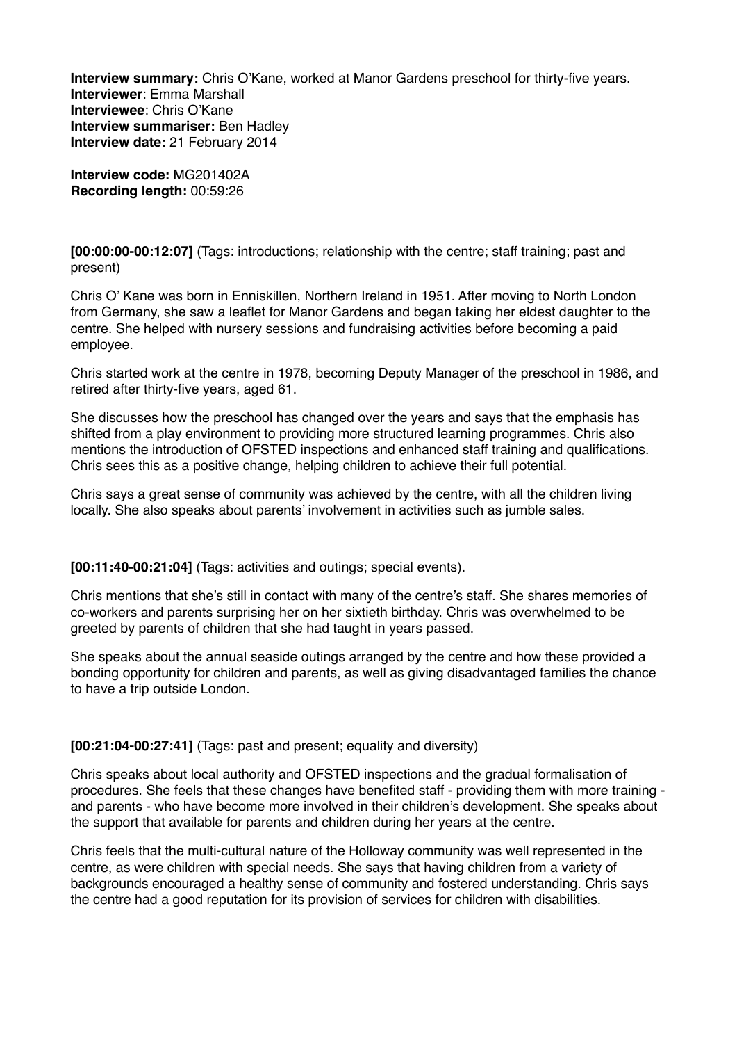**Interview summary:** Chris O'Kane, worked at Manor Gardens preschool for thirty-five years.
**Interviewer**: Emma Marshall
**Interviewee**: Chris O'Kane
**Interview summariser:** Ben Hadley
**Interview date:** 21 February 2014

**Interview code:** MG201402A
**Recording length:** 00:59:26

**[00:00:00-00:12:07]** (Tags: introductions; relationship with the centre; staff training; past and present)

Chris O' Kane was born in Enniskillen, Northern Ireland in 1951. After moving to North London from Germany, she saw a leaflet for Manor Gardens and began taking her eldest daughter to the centre. She helped with nursery sessions and fundraising activities before becoming a paid employee.

Chris started work at the centre in 1978, becoming Deputy Manager of the preschool in 1986, and retired after thirty-five years, aged 61.

She discusses how the preschool has changed over the years and says that the emphasis has shifted from a play environment to providing more structured learning programmes. Chris also mentions the introduction of OFSTED inspections and enhanced staff training and qualifications. Chris sees this as a positive change, helping children to achieve their full potential.

Chris says a great sense of community was achieved by the centre, with all the children living locally. She also speaks about parents' involvement in activities such as jumble sales.

**[00:11:40-00:21:04]** (Tags: activities and outings; special events).

Chris mentions that she's still in contact with many of the centre's staff. She shares memories of co-workers and parents surprising her on her sixtieth birthday. Chris was overwhelmed to be greeted by parents of children that she had taught in years passed.

She speaks about the annual seaside outings arranged by the centre and how these provided a bonding opportunity for children and parents, as well as giving disadvantaged families the chance to have a trip outside London.

**[00:21:04-00:27:41]** (Tags: past and present; equality and diversity)

Chris speaks about local authority and OFSTED inspections and the gradual formalisation of procedures. She feels that these changes have benefited staff - providing them with more training - and parents - who have become more involved in their children's development. She speaks about the support that available for parents and children during her years at the centre.

Chris feels that the multi-cultural nature of the Holloway community was well represented in the centre, as were children with special needs. She says that having children from a variety of backgrounds encouraged a healthy sense of community and fostered understanding. Chris says the centre had a good reputation for its provision of services for children with disabilities.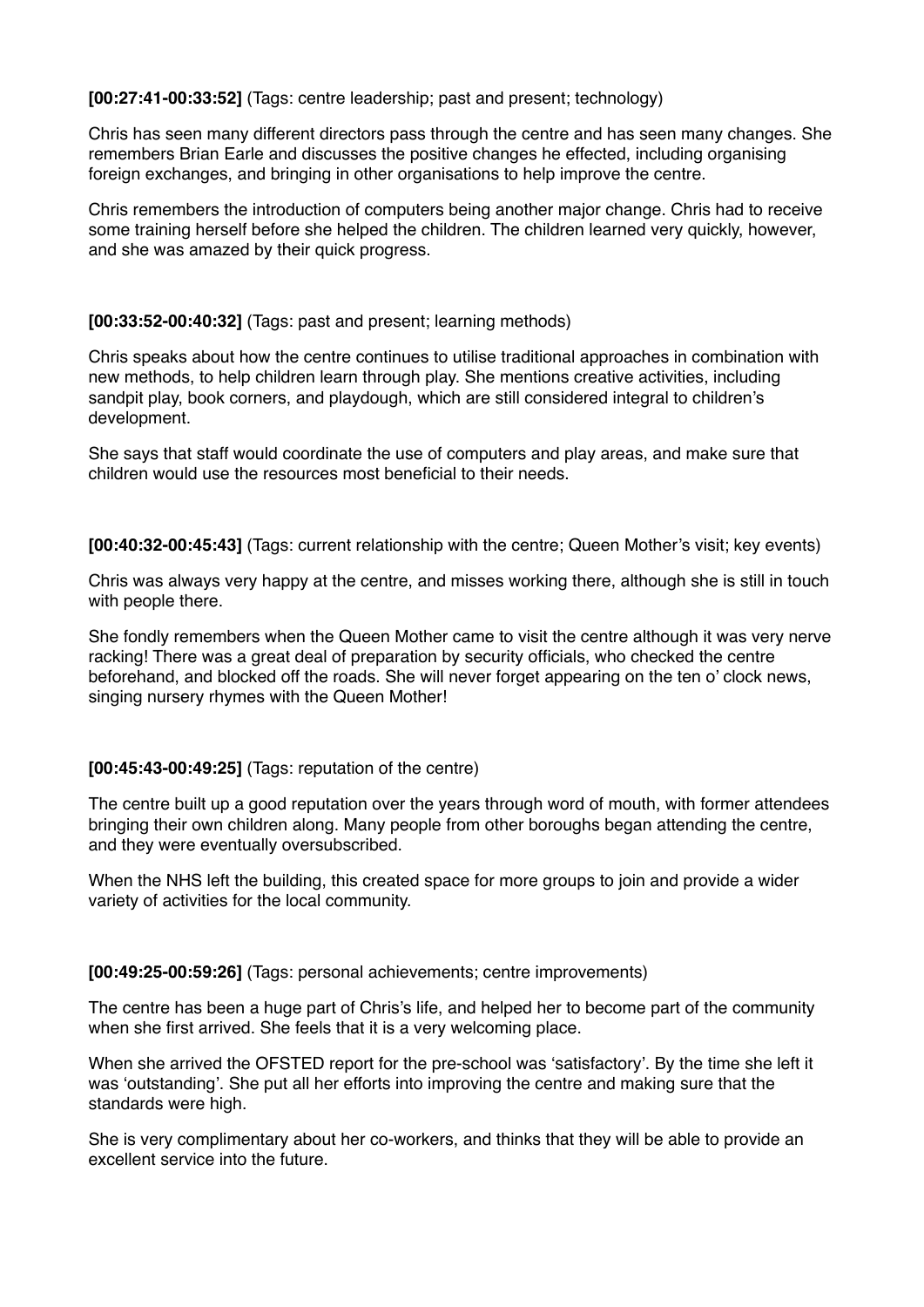**[00:27:41-00:33:52]** (Tags: centre leadership; past and present; technology)

Chris has seen many different directors pass through the centre and has seen many changes. She remembers Brian Earle and discusses the positive changes he effected, including organising foreign exchanges, and bringing in other organisations to help improve the centre.

Chris remembers the introduction of computers being another major change. Chris had to receive some training herself before she helped the children. The children learned very quickly, however, and she was amazed by their quick progress.

**[00:33:52-00:40:32]** (Tags: past and present; learning methods)

Chris speaks about how the centre continues to utilise traditional approaches in combination with new methods, to help children learn through play. She mentions creative activities, including sandpit play, book corners, and playdough, which are still considered integral to children's development.

She says that staff would coordinate the use of computers and play areas, and make sure that children would use the resources most beneficial to their needs.

**[00:40:32-00:45:43]** (Tags: current relationship with the centre; Queen Mother's visit; key events)

Chris was always very happy at the centre, and misses working there, although she is still in touch with people there.

She fondly remembers when the Queen Mother came to visit the centre although it was very nerve racking! There was a great deal of preparation by security officials, who checked the centre beforehand, and blocked off the roads. She will never forget appearing on the ten o' clock news, singing nursery rhymes with the Queen Mother!

**[00:45:43-00:49:25]** (Tags: reputation of the centre)

The centre built up a good reputation over the years through word of mouth, with former attendees bringing their own children along. Many people from other boroughs began attending the centre, and they were eventually oversubscribed.

When the NHS left the building, this created space for more groups to join and provide a wider variety of activities for the local community.

**[00:49:25-00:59:26]** (Tags: personal achievements; centre improvements)

The centre has been a huge part of Chris's life, and helped her to become part of the community when she first arrived. She feels that it is a very welcoming place.

When she arrived the OFSTED report for the pre-school was 'satisfactory'. By the time she left it was 'outstanding'. She put all her efforts into improving the centre and making sure that the standards were high.

She is very complimentary about her co-workers, and thinks that they will be able to provide an excellent service into the future.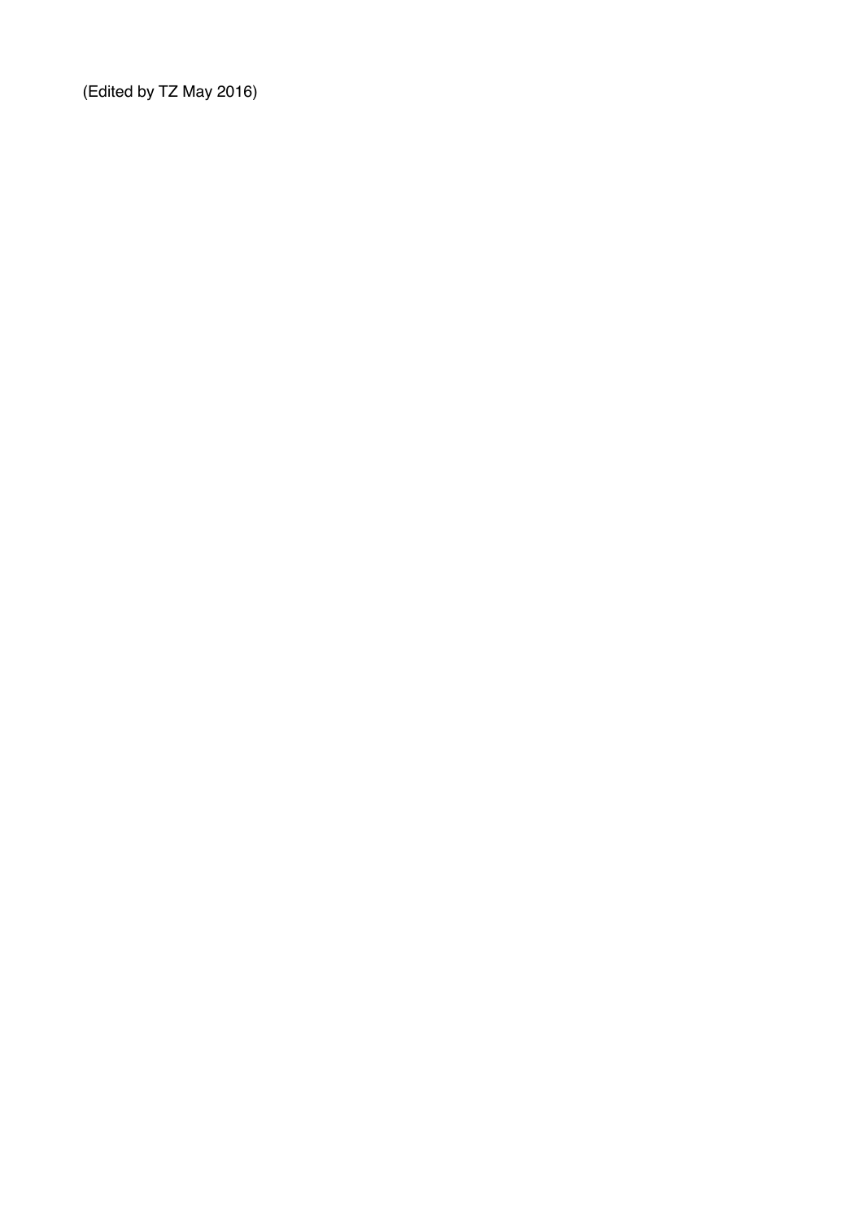(Edited by TZ May 2016)